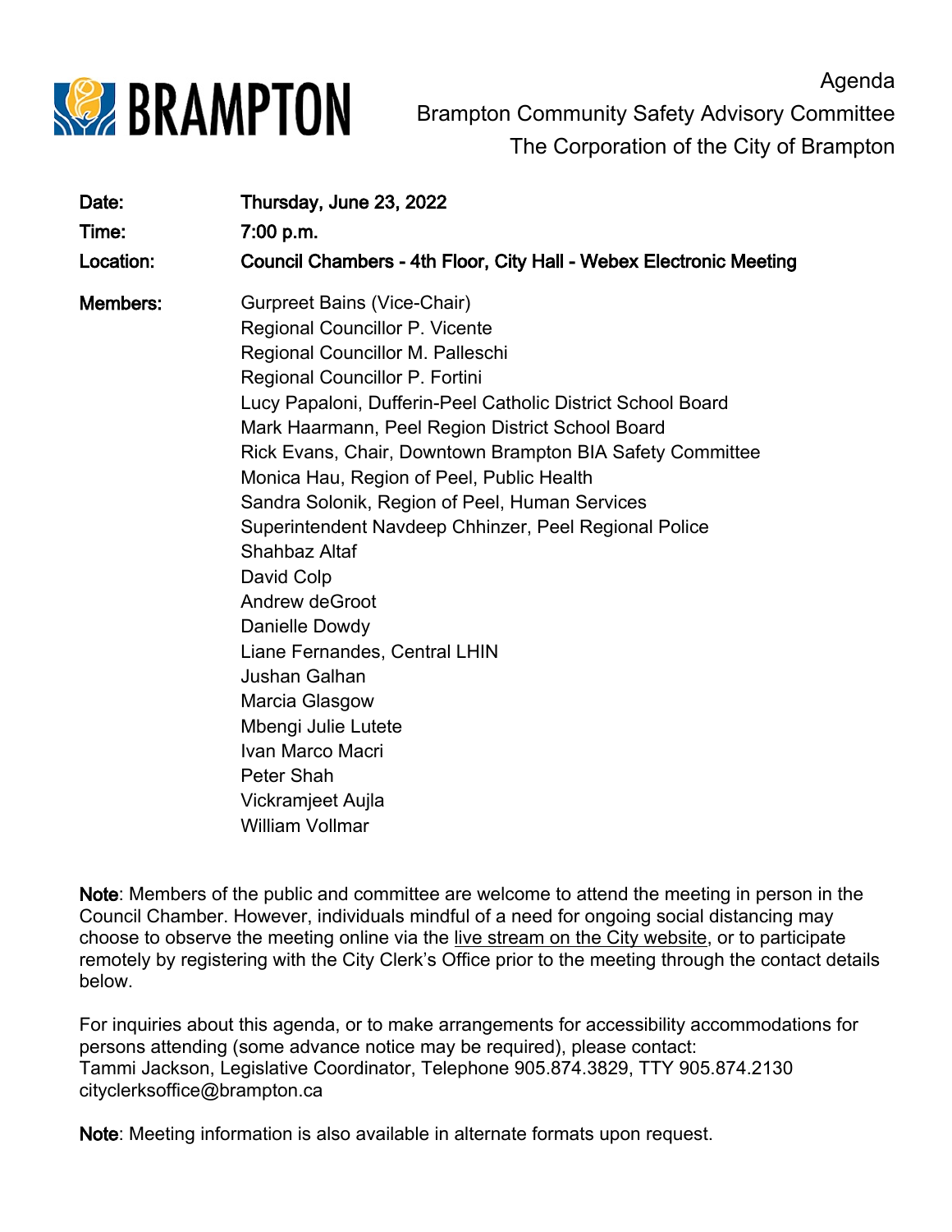# Agenda

## Brampton Community Safety Advisory Committee

## The Corporation of the City of Brampton

**Date:** **Thursday, June 23, 2022**

**Time:** **7:00 p.m.**

**Location:** **Council Chambers - 4th Floor, City Hall - Webex Electronic Meeting**

**Members:**

Gurpreet Bains (Vice-Chair)
Regional Councillor P. Vicente
Regional Councillor M. Palleschi
Regional Councillor P. Fortini
Lucy Papaloni, Dufferin-Peel Catholic District School Board
Mark Haarmann, Peel Region District School Board
Rick Evans, Chair, Downtown Brampton BIA Safety Committee
Monica Hau, Region of Peel, Public Health
Sandra Solonik, Region of Peel, Human Services
Superintendent Navdeep Chhinzer, Peel Regional Police
Shahbaz Altaf
David Colp
Andrew deGroot
Danielle Dowdy
Liane Fernandes, Central LHIN
Jushan Galhan
Marcia Glasgow
Mbengi Julie Lutete
Ivan Marco Macri
Peter Shah
Vickramjeet Aujla
William Vollmar

**Note**: Members of the public and committee are welcome to attend the meeting in person in the Council Chamber. However, individuals mindful of a need for ongoing social distancing may choose to observe the meeting online via the live stream on the City website, or to participate remotely by registering with the City Clerk's Office prior to the meeting through the contact details below.

For inquiries about this agenda, or to make arrangements for accessibility accommodations for persons attending (some advance notice may be required), please contact:
Tammi Jackson, Legislative Coordinator, Telephone 905.874.3829, TTY 905.874.2130
cityclerksoffice@brampton.ca

**Note**: Meeting information is also available in alternate formats upon request.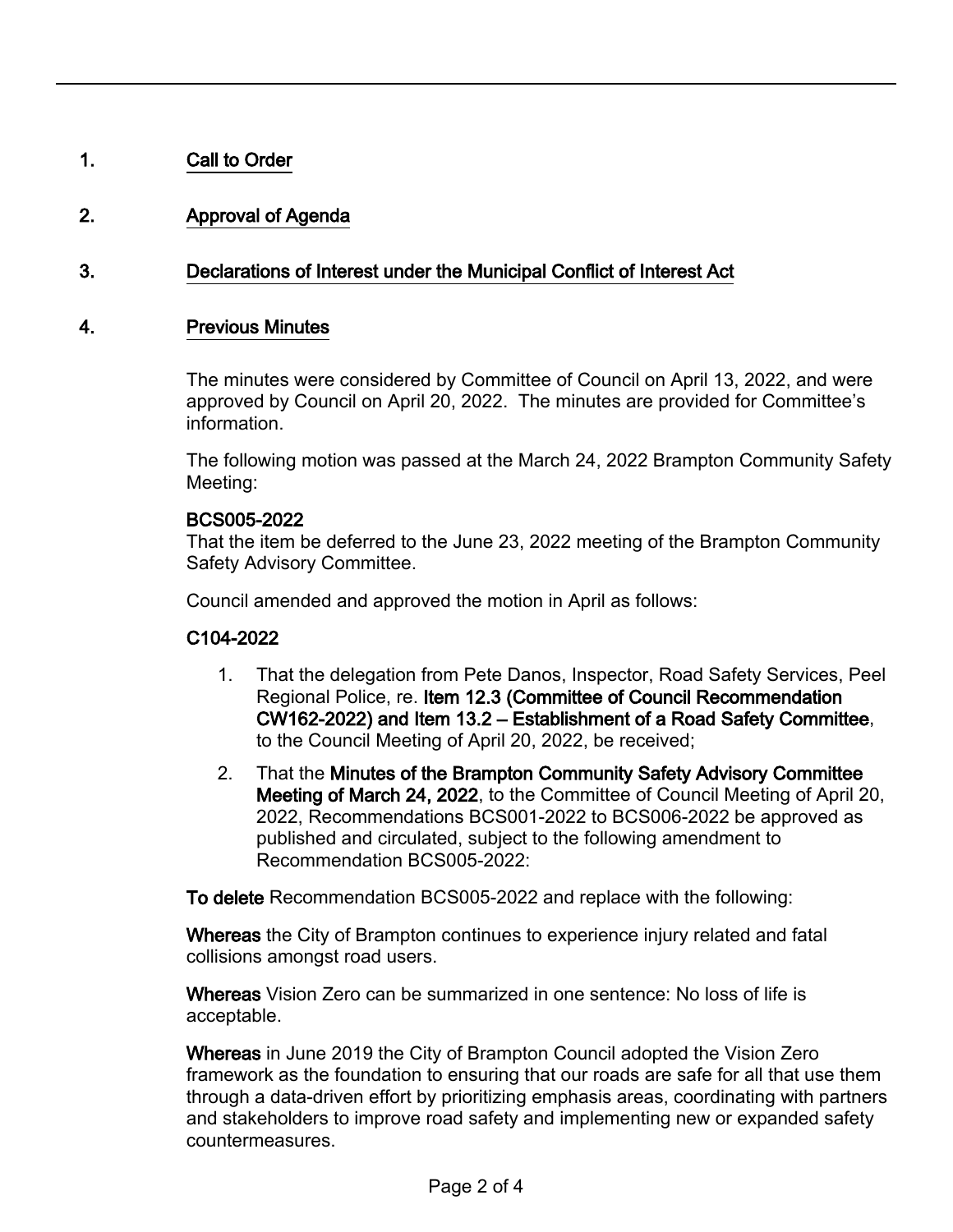## 1. Call to Order

## 2. Approval of Agenda

## 3. Declarations of Interest under the Municipal Conflict of Interest Act

## 4. Previous Minutes

The minutes were considered by Committee of Council on April 13, 2022, and were approved by Council on April 20, 2022. The minutes are provided for Committee's information.

The following motion was passed at the March 24, 2022 Brampton Community Safety Meeting:

**BCS005-2022**
That the item be deferred to the June 23, 2022 meeting of the Brampton Community Safety Advisory Committee.

Council amended and approved the motion in April as follows:

**C104-2022**

1. That the delegation from Pete Danos, Inspector, Road Safety Services, Peel Regional Police, re. **Item 12.3 (Committee of Council Recommendation CW162-2022) and Item 13.2 – Establishment of a Road Safety Committee**, to the Council Meeting of April 20, 2022, be received;
2. That the **Minutes of the Brampton Community Safety Advisory Committee Meeting of March 24, 2022**, to the Committee of Council Meeting of April 20, 2022, Recommendations BCS001-2022 to BCS006-2022 be approved as published and circulated, subject to the following amendment to Recommendation BCS005-2022:

**To delete** Recommendation BCS005-2022 and replace with the following:

**Whereas** the City of Brampton continues to experience injury related and fatal collisions amongst road users.

**Whereas** Vision Zero can be summarized in one sentence: No loss of life is acceptable.

**Whereas** in June 2019 the City of Brampton Council adopted the Vision Zero framework as the foundation to ensuring that our roads are safe for all that use them through a data-driven effort by prioritizing emphasis areas, coordinating with partners and stakeholders to improve road safety and implementing new or expanded safety countermeasures.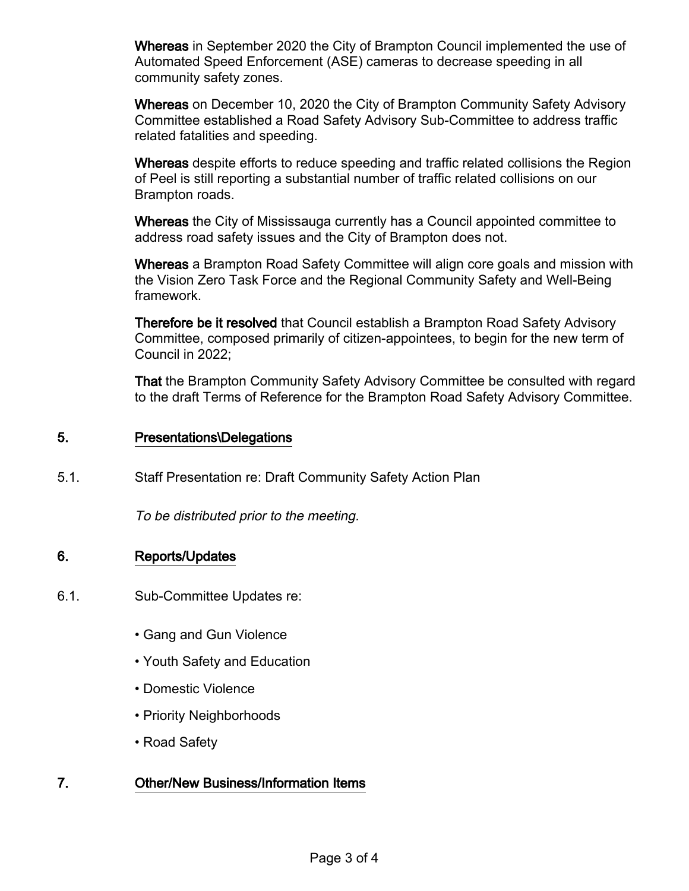**Whereas** in September 2020 the City of Brampton Council implemented the use of Automated Speed Enforcement (ASE) cameras to decrease speeding in all community safety zones.

**Whereas** on December 10, 2020 the City of Brampton Community Safety Advisory Committee established a Road Safety Advisory Sub-Committee to address traffic related fatalities and speeding.

**Whereas** despite efforts to reduce speeding and traffic related collisions the Region of Peel is still reporting a substantial number of traffic related collisions on our Brampton roads.

**Whereas** the City of Mississauga currently has a Council appointed committee to address road safety issues and the City of Brampton does not.

**Whereas** a Brampton Road Safety Committee will align core goals and mission with the Vision Zero Task Force and the Regional Community Safety and Well-Being framework.

**Therefore be it resolved** that Council establish a Brampton Road Safety Advisory Committee, composed primarily of citizen-appointees, to begin for the new term of Council in 2022;

**That** the Brampton Community Safety Advisory Committee be consulted with regard to the draft Terms of Reference for the Brampton Road Safety Advisory Committee.

## 5. Presentations\Delegations

5.1. Staff Presentation re: Draft Community Safety Action Plan

*To be distributed prior to the meeting.*

## 6. Reports/Updates

6.1. Sub-Committee Updates re:

- Gang and Gun Violence
- Youth Safety and Education
- Domestic Violence
- Priority Neighborhoods
- Road Safety

## 7. Other/New Business/Information Items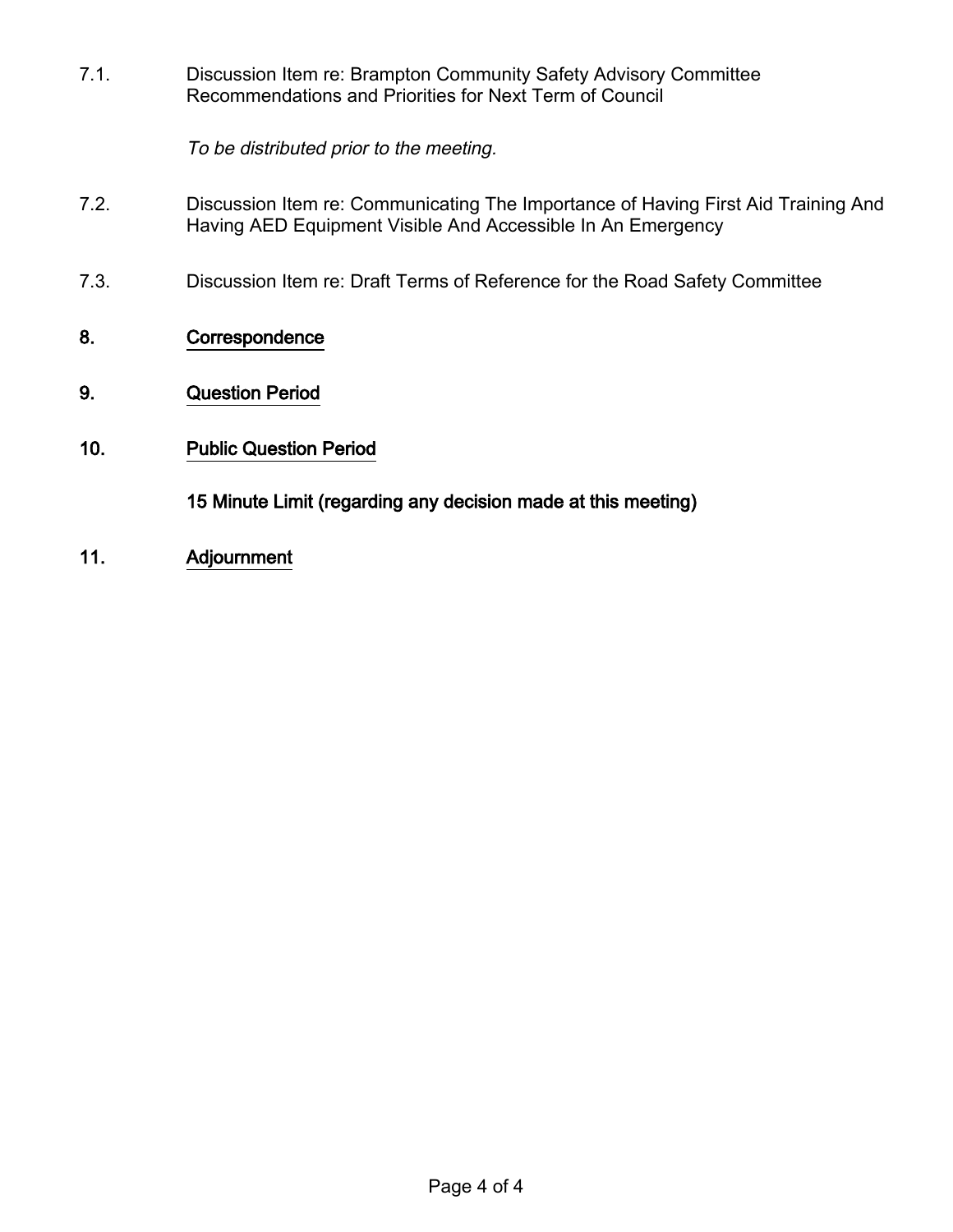7.1. Discussion Item re: Brampton Community Safety Advisory Committee Recommendations and Priorities for Next Term of Council

*To be distributed prior to the meeting.*

7.2. Discussion Item re: Communicating The Importance of Having First Aid Training And Having AED Equipment Visible And Accessible In An Emergency

7.3. Discussion Item re: Draft Terms of Reference for the Road Safety Committee

## 8. Correspondence

## 9. Question Period

## 10. Public Question Period

**15 Minute Limit (regarding any decision made at this meeting)**

## 11. Adjournment